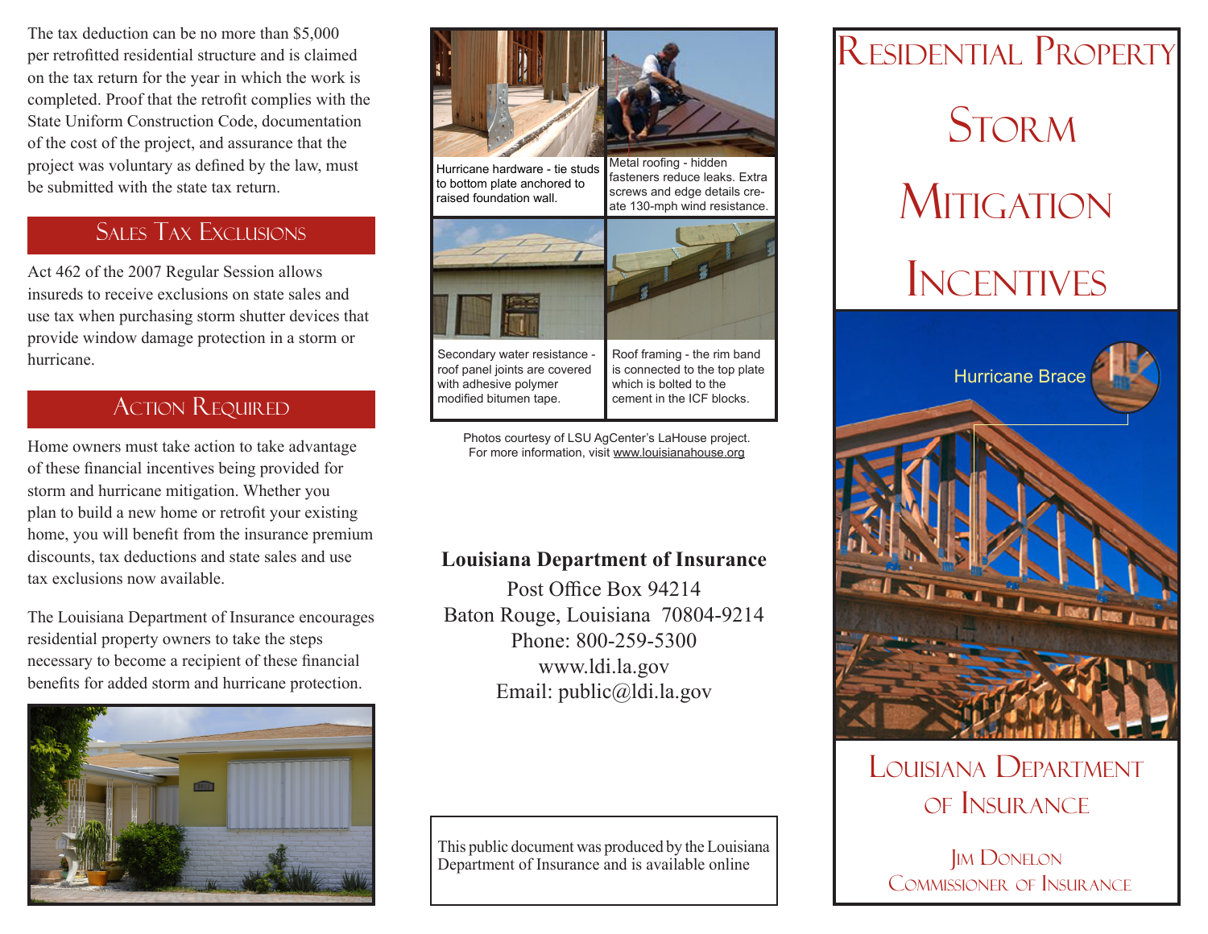The tax deduction can be no more than $5,000 per retrofitted residential structure and is claimed on the tax return for the year in which the work is completed. Proof that the retrofit complies with the State Uniform Construction Code, documentation of the cost of the project, and assurance that the project was voluntary as defined by the law, must be submitted with the state tax return.

## Sales Tax Exclusions

Act 462 of the 2007 Regular Session allows insureds to receive exclusions on state sales and use tax when purchasing storm shutter devices that provide window damage protection in a storm or hurricane.

## Action Required

Home owners must take action to take advantage of these financial incentives being provided for storm and hurricane mitigation. Whether you plan to build a new home or retrofit your existing home, you will benefit from the insurance premium discounts, tax deductions and state sales and use tax exclusions now available.

The Louisiana Department of Insurance encourages residential property owners to take the steps necessary to become a recipient of these financial benefits for added storm and hurricane protection.

Hurricane hardware - tie studs to bottom plate anchored to raised foundation wall.

Metal roofing - hidden fasteners reduce leaks. Extra screws and edge details create 130-mph wind resistance.

Secondary water resistance - roof panel joints are covered with adhesive polymer modified bitumen tape.

Roof framing - the rim band is connected to the top plate which is bolted to the cement in the ICF blocks.

Photos courtesy of LSU AgCenter's LaHouse project. For more information, visit www.louisianahouse.org

**Louisiana Department of Insurance**

Post Office Box 94214
Baton Rouge, Louisiana 70804-9214
Phone: 800-259-5300
www.ldi.la.gov
Email: public@ldi.la.gov

This public document was produced by the Louisiana Department of Insurance and is available online

# Residential Property Storm Mitigation Incentives

Hurricane Brace

## Louisiana Department of Insurance

Jim Donelon
Commissioner of Insurance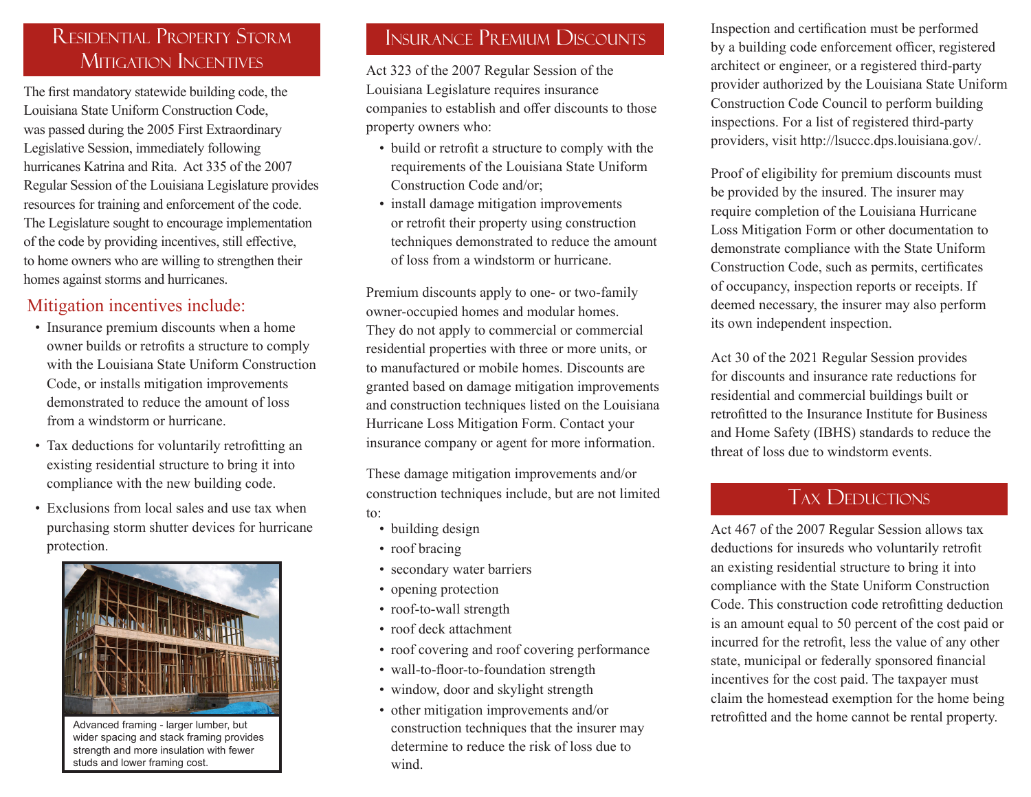## Residential Property Storm Mitigation Incentives

The first mandatory statewide building code, the Louisiana State Uniform Construction Code, was passed during the 2005 First Extraordinary Legislative Session, immediately following hurricanes Katrina and Rita. Act 335 of the 2007 Regular Session of the Louisiana Legislature provides resources for training and enforcement of the code. The Legislature sought to encourage implementation of the code by providing incentives, still effective, to home owners who are willing to strengthen their homes against storms and hurricanes.

### Mitigation incentives include:

- Insurance premium discounts when a home owner builds or retrofits a structure to comply with the Louisiana State Uniform Construction Code, or installs mitigation improvements demonstrated to reduce the amount of loss from a windstorm or hurricane.
- Tax deductions for voluntarily retrofitting an existing residential structure to bring it into compliance with the new building code.
- Exclusions from local sales and use tax when purchasing storm shutter devices for hurricane protection.

Advanced framing - larger lumber, but wider spacing and stack framing provides strength and more insulation with fewer studs and lower framing cost.

## Insurance Premium Discounts

Act 323 of the 2007 Regular Session of the Louisiana Legislature requires insurance companies to establish and offer discounts to those property owners who:

- build or retrofit a structure to comply with the requirements of the Louisiana State Uniform Construction Code and/or;
- install damage mitigation improvements or retrofit their property using construction techniques demonstrated to reduce the amount of loss from a windstorm or hurricane.

Premium discounts apply to one- or two-family owner-occupied homes and modular homes. They do not apply to commercial or commercial residential properties with three or more units, or to manufactured or mobile homes. Discounts are granted based on damage mitigation improvements and construction techniques listed on the Louisiana Hurricane Loss Mitigation Form. Contact your insurance company or agent for more information.

These damage mitigation improvements and/or construction techniques include, but are not limited to:

- building design
- roof bracing
- secondary water barriers
- opening protection
- roof-to-wall strength
- roof deck attachment
- roof covering and roof covering performance
- wall-to-floor-to-foundation strength
- window, door and skylight strength
- other mitigation improvements and/or construction techniques that the insurer may determine to reduce the risk of loss due to wind.

Inspection and certification must be performed by a building code enforcement officer, registered architect or engineer, or a registered third-party provider authorized by the Louisiana State Uniform Construction Code Council to perform building inspections. For a list of registered third-party providers, visit http://lsuccc.dps.louisiana.gov/.

Proof of eligibility for premium discounts must be provided by the insured. The insurer may require completion of the Louisiana Hurricane Loss Mitigation Form or other documentation to demonstrate compliance with the State Uniform Construction Code, such as permits, certificates of occupancy, inspection reports or receipts. If deemed necessary, the insurer may also perform its own independent inspection.

Act 30 of the 2021 Regular Session provides for discounts and insurance rate reductions for residential and commercial buildings built or retrofitted to the Insurance Institute for Business and Home Safety (IBHS) standards to reduce the threat of loss due to windstorm events.

## Tax Deductions

Act 467 of the 2007 Regular Session allows tax deductions for insureds who voluntarily retrofit an existing residential structure to bring it into compliance with the State Uniform Construction Code. This construction code retrofitting deduction is an amount equal to 50 percent of the cost paid or incurred for the retrofit, less the value of any other state, municipal or federally sponsored financial incentives for the cost paid. The taxpayer must claim the homestead exemption for the home being retrofitted and the home cannot be rental property.